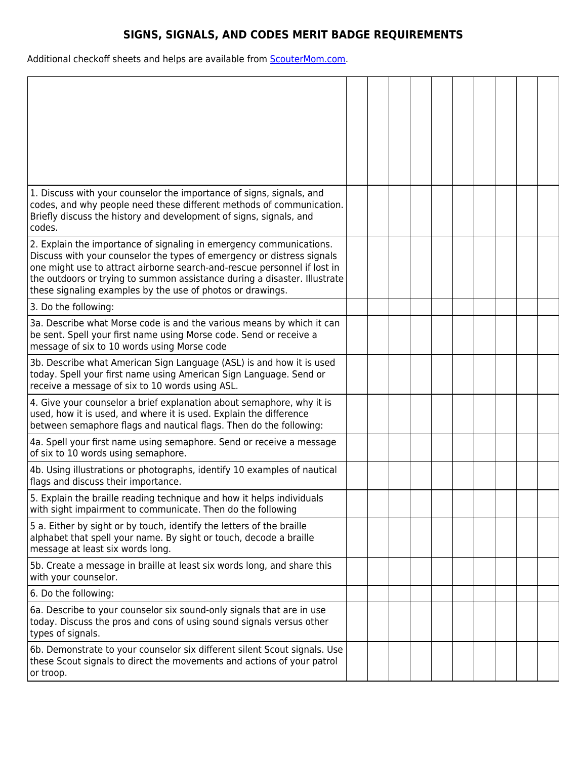# SIGNS, SIGNALS, AND CODES MERIT BADGE REQUIREMENTS

Additional checkoff sheets and helps are available from [ScouterMom.com](ScouterMom.com).

| | | | | | | | | | | |
|---|---|---|---|---|---|---|---|---|---|---|
| 1. Discuss with your counselor the importance of signs, signals, and codes, and why people need these different methods of communication. Briefly discuss the history and development of signs, signals, and codes. | | | | | | | | | | |
| 2. Explain the importance of signaling in emergency communications. Discuss with your counselor the types of emergency or distress signals one might use to attract airborne search-and-rescue personnel if lost in the outdoors or trying to summon assistance during a disaster. Illustrate these signaling examples by the use of photos or drawings. | | | | | | | | | | |
| 3. Do the following: | | | | | | | | | | |
| 3a. Describe what Morse code is and the various means by which it can be sent. Spell your first name using Morse code. Send or receive a message of six to 10 words using Morse code | | | | | | | | | | |
| 3b. Describe what American Sign Language (ASL) is and how it is used today. Spell your first name using American Sign Language. Send or receive a message of six to 10 words using ASL. | | | | | | | | | | |
| 4. Give your counselor a brief explanation about semaphore, why it is used, how it is used, and where it is used. Explain the difference between semaphore flags and nautical flags. Then do the following: | | | | | | | | | | |
| 4a. Spell your first name using semaphore. Send or receive a message of six to 10 words using semaphore. | | | | | | | | | | |
| 4b. Using illustrations or photographs, identify 10 examples of nautical flags and discuss their importance. | | | | | | | | | | |
| 5. Explain the braille reading technique and how it helps individuals with sight impairment to communicate. Then do the following | | | | | | | | | | |
| 5 a. Either by sight or by touch, identify the letters of the braille alphabet that spell your name. By sight or touch, decode a braille message at least six words long. | | | | | | | | | | |
| 5b. Create a message in braille at least six words long, and share this with your counselor. | | | | | | | | | | |
| 6. Do the following: | | | | | | | | | | |
| 6a. Describe to your counselor six sound-only signals that are in use today. Discuss the pros and cons of using sound signals versus other types of signals. | | | | | | | | | | |
| 6b. Demonstrate to your counselor six different silent Scout signals. Use these Scout signals to direct the movements and actions of your patrol or troop. | | | | | | | | | | |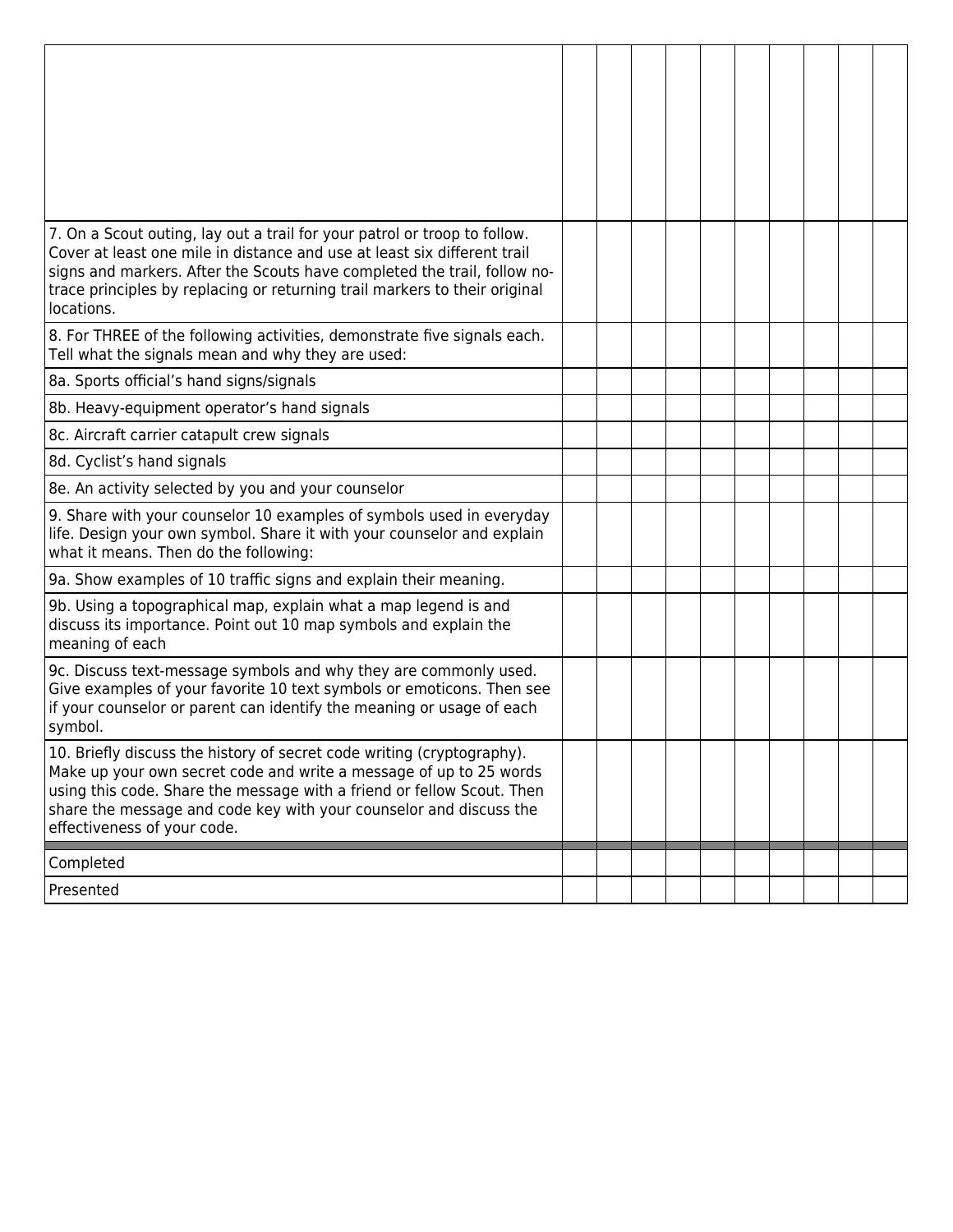| | | | | | | | | | | |
|---|---|---|---|---|---|---|---|---|---|---|
| | | | | | | | | | | |
| 7. On a Scout outing, lay out a trail for your patrol or troop to follow. Cover at least one mile in distance and use at least six different trail signs and markers. After the Scouts have completed the trail, follow no-trace principles by replacing or returning trail markers to their original locations. | | | | | | | | | | |
| 8. For THREE of the following activities, demonstrate five signals each. Tell what the signals mean and why they are used: | | | | | | | | | | |
| 8a. Sports official's hand signs/signals | | | | | | | | | | |
| 8b. Heavy-equipment operator's hand signals | | | | | | | | | | |
| 8c. Aircraft carrier catapult crew signals | | | | | | | | | | |
| 8d. Cyclist's hand signals | | | | | | | | | | |
| 8e. An activity selected by you and your counselor | | | | | | | | | | |
| 9. Share with your counselor 10 examples of symbols used in everyday life. Design your own symbol. Share it with your counselor and explain what it means. Then do the following: | | | | | | | | | | |
| 9a. Show examples of 10 traffic signs and explain their meaning. | | | | | | | | | | |
| 9b. Using a topographical map, explain what a map legend is and discuss its importance. Point out 10 map symbols and explain the meaning of each | | | | | | | | | | |
| 9c. Discuss text-message symbols and why they are commonly used. Give examples of your favorite 10 text symbols or emoticons. Then see if your counselor or parent can identify the meaning or usage of each symbol. | | | | | | | | | | |
| 10. Briefly discuss the history of secret code writing (cryptography). Make up your own secret code and write a message of up to 25 words using this code. Share the message with a friend or fellow Scout. Then share the message and code key with your counselor and discuss the effectiveness of your code. | | | | | | | | | | |
| Completed | | | | | | | | | | |
| Presented | | | | | | | | | | |